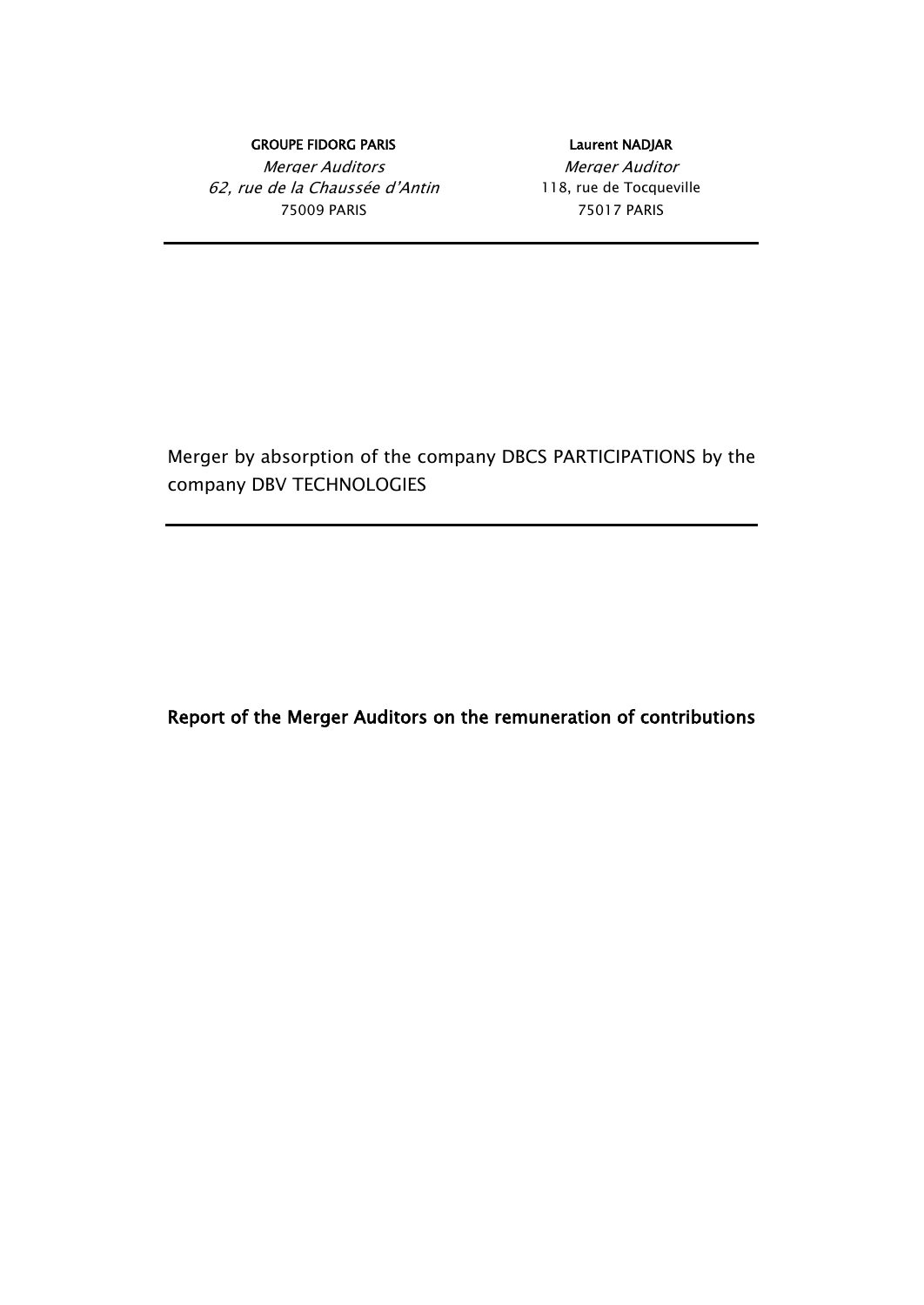**GROUPE FIDORG PARIS**
*Merger Auditors*
*62, rue de la Chaussée d'Antin*
75009 PARIS

**Laurent NADJAR**
*Merger Auditor*
118, rue de Tocqueville
75017 PARIS

---

Merger by absorption of the company DBCS PARTICIPATIONS by the company DBV TECHNOLOGIES

---

**Report of the Merger Auditors on the remuneration of contributions**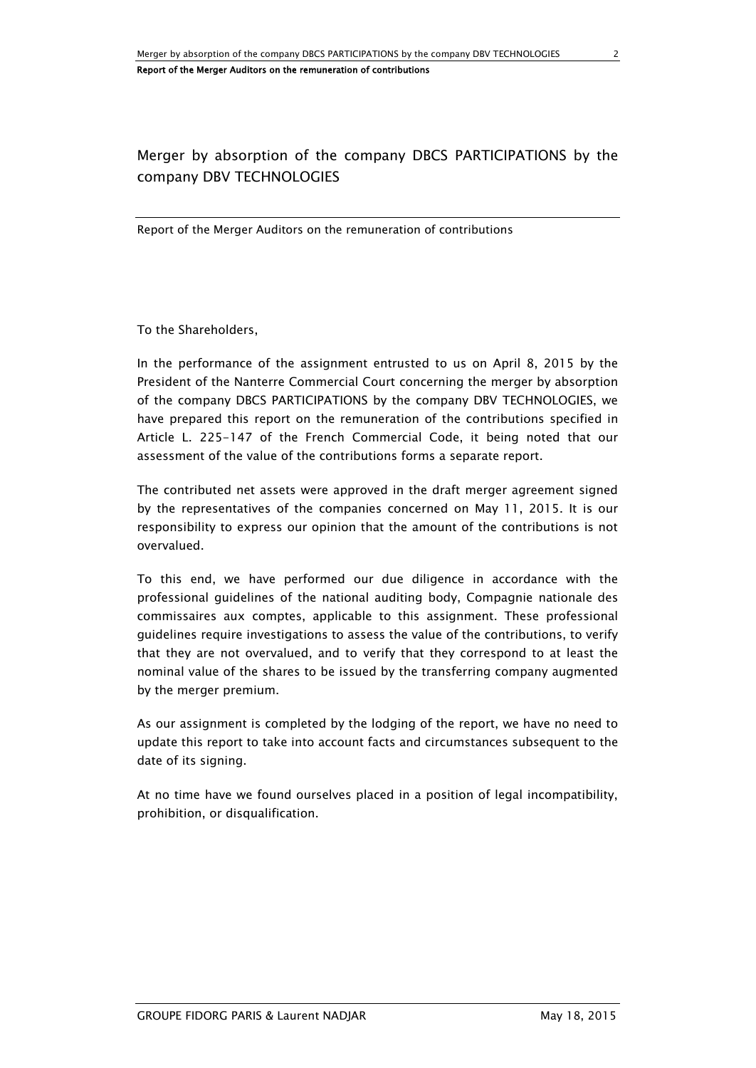# Merger by absorption of the company DBCS PARTICIPATIONS by the company DBV TECHNOLOGIES

Report of the Merger Auditors on the remuneration of contributions

To the Shareholders,

In the performance of the assignment entrusted to us on April 8, 2015 by the President of the Nanterre Commercial Court concerning the merger by absorption of the company DBCS PARTICIPATIONS by the company DBV TECHNOLOGIES, we have prepared this report on the remuneration of the contributions specified in Article L. 225-147 of the French Commercial Code, it being noted that our assessment of the value of the contributions forms a separate report.

The contributed net assets were approved in the draft merger agreement signed by the representatives of the companies concerned on May 11, 2015. It is our responsibility to express our opinion that the amount of the contributions is not overvalued.

To this end, we have performed our due diligence in accordance with the professional guidelines of the national auditing body, Compagnie nationale des commissaires aux comptes, applicable to this assignment. These professional guidelines require investigations to assess the value of the contributions, to verify that they are not overvalued, and to verify that they correspond to at least the nominal value of the shares to be issued by the transferring company augmented by the merger premium.

As our assignment is completed by the lodging of the report, we have no need to update this report to take into account facts and circumstances subsequent to the date of its signing.

At no time have we found ourselves placed in a position of legal incompatibility, prohibition, or disqualification.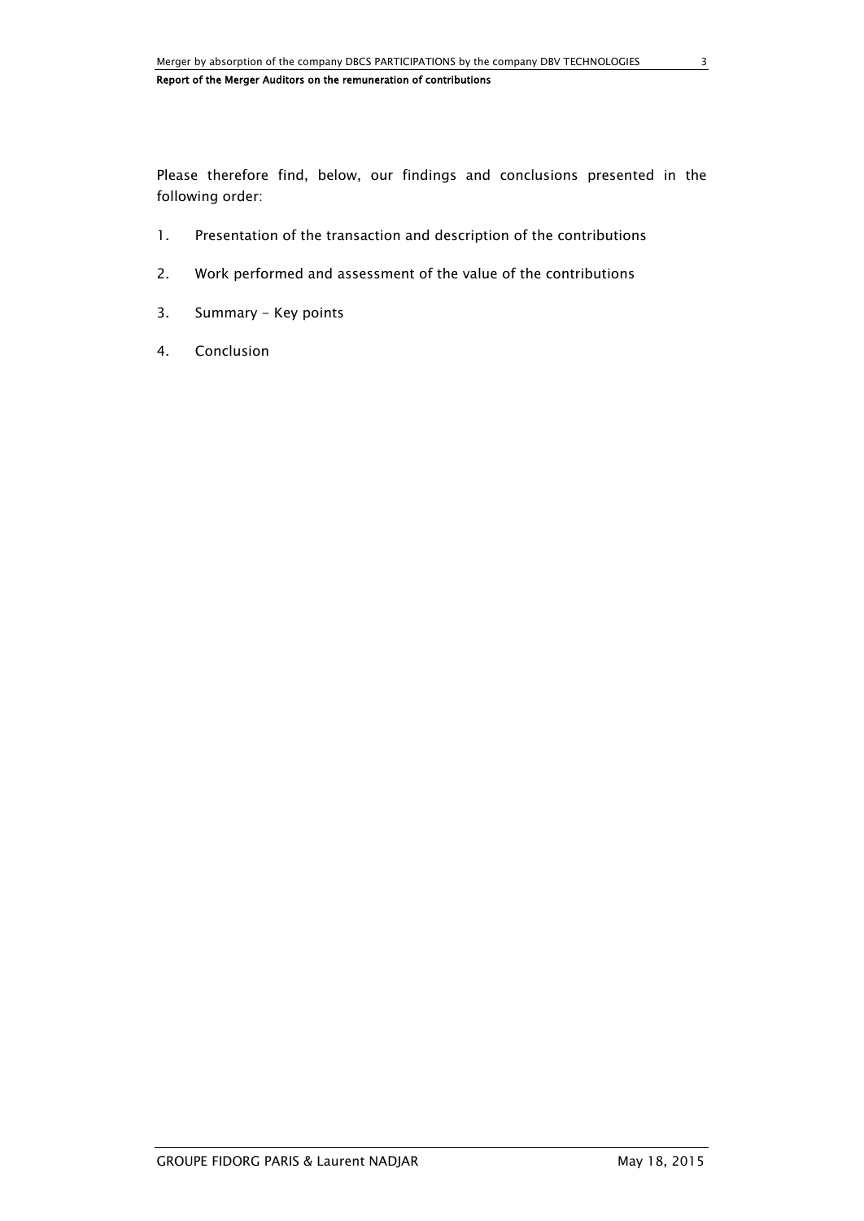Please therefore find, below, our findings and conclusions presented in the following order:

1. Presentation of the transaction and description of the contributions
2. Work performed and assessment of the value of the contributions
3. Summary - Key points
4. Conclusion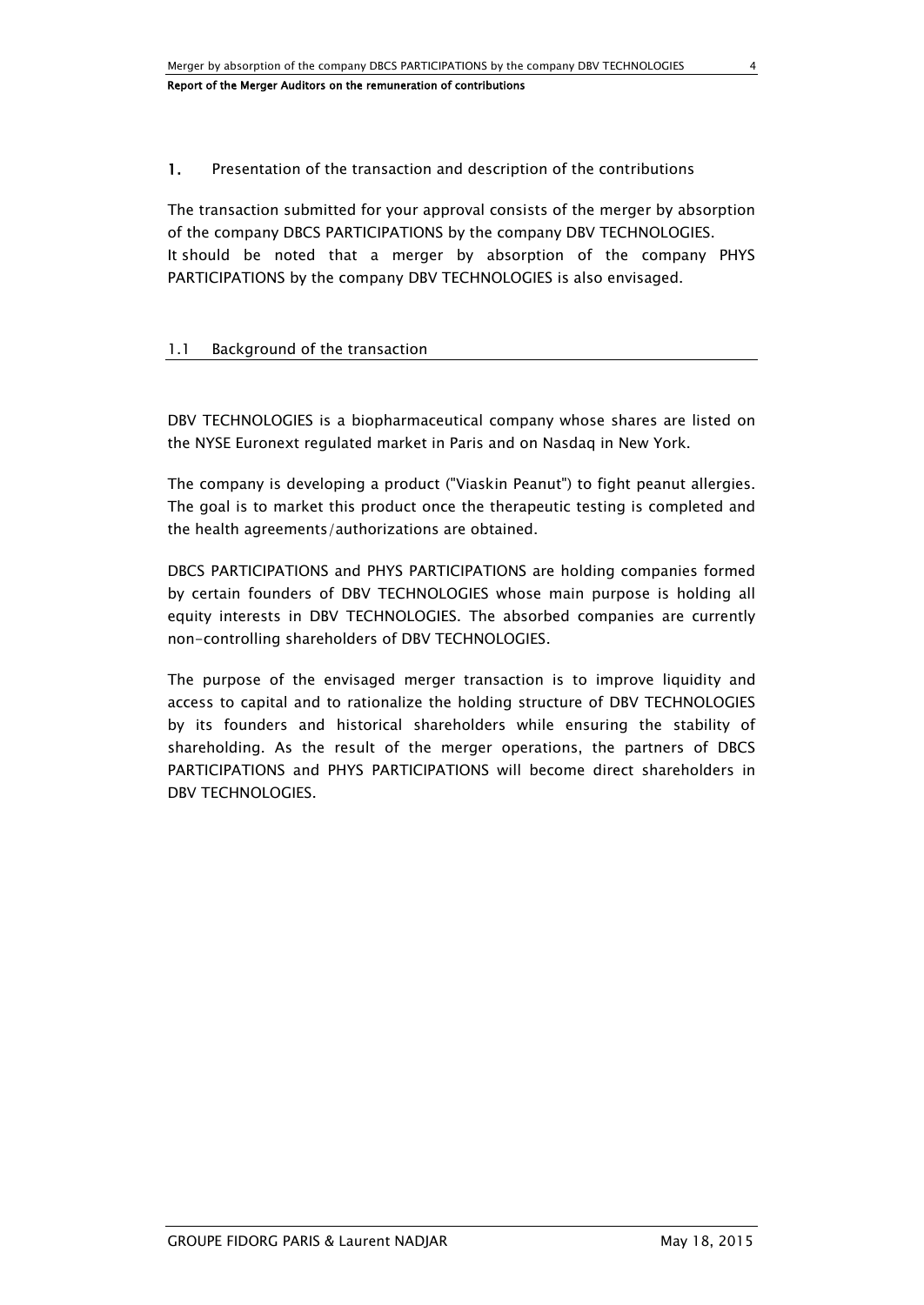## 1. Presentation of the transaction and description of the contributions

The transaction submitted for your approval consists of the merger by absorption of the company DBCS PARTICIPATIONS by the company DBV TECHNOLOGIES. It should be noted that a merger by absorption of the company PHYS PARTICIPATIONS by the company DBV TECHNOLOGIES is also envisaged.

### 1.1 Background of the transaction

DBV TECHNOLOGIES is a biopharmaceutical company whose shares are listed on the NYSE Euronext regulated market in Paris and on Nasdaq in New York.

The company is developing a product ("Viaskin Peanut") to fight peanut allergies. The goal is to market this product once the therapeutic testing is completed and the health agreements/authorizations are obtained.

DBCS PARTICIPATIONS and PHYS PARTICIPATIONS are holding companies formed by certain founders of DBV TECHNOLOGIES whose main purpose is holding all equity interests in DBV TECHNOLOGIES. The absorbed companies are currently non-controlling shareholders of DBV TECHNOLOGIES.

The purpose of the envisaged merger transaction is to improve liquidity and access to capital and to rationalize the holding structure of DBV TECHNOLOGIES by its founders and historical shareholders while ensuring the stability of shareholding. As the result of the merger operations, the partners of DBCS PARTICIPATIONS and PHYS PARTICIPATIONS will become direct shareholders in DBV TECHNOLOGIES.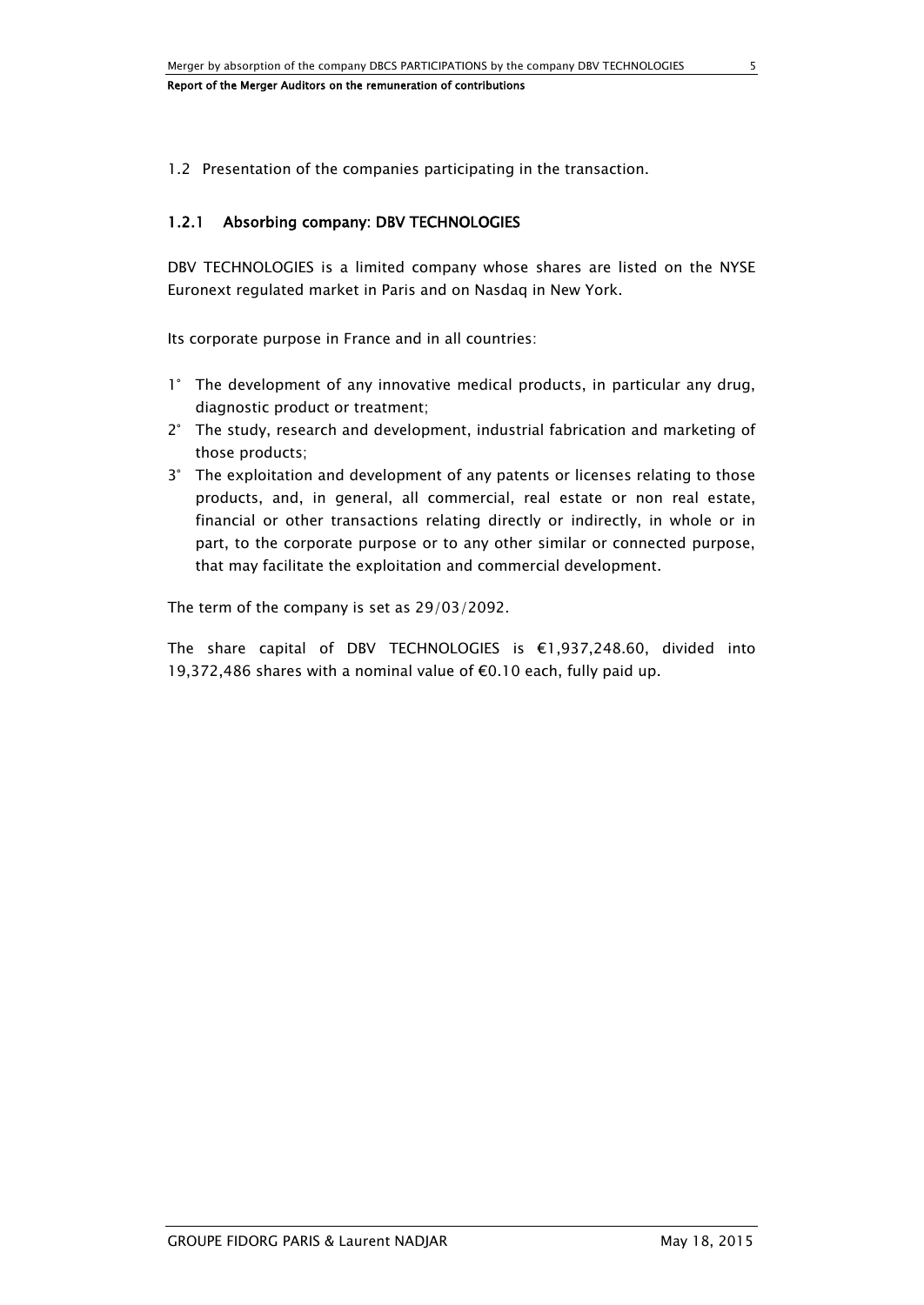1.2 Presentation of the companies participating in the transaction.

### 1.2.1 Absorbing company: DBV TECHNOLOGIES

DBV TECHNOLOGIES is a limited company whose shares are listed on the NYSE Euronext regulated market in Paris and on Nasdaq in New York.

Its corporate purpose in France and in all countries:

1° The development of any innovative medical products, in particular any drug, diagnostic product or treatment;

2° The study, research and development, industrial fabrication and marketing of those products;

3° The exploitation and development of any patents or licenses relating to those products, and, in general, all commercial, real estate or non real estate, financial or other transactions relating directly or indirectly, in whole or in part, to the corporate purpose or to any other similar or connected purpose, that may facilitate the exploitation and commercial development.

The term of the company is set as 29/03/2092.

The share capital of DBV TECHNOLOGIES is €1,937,248.60, divided into 19,372,486 shares with a nominal value of €0.10 each, fully paid up.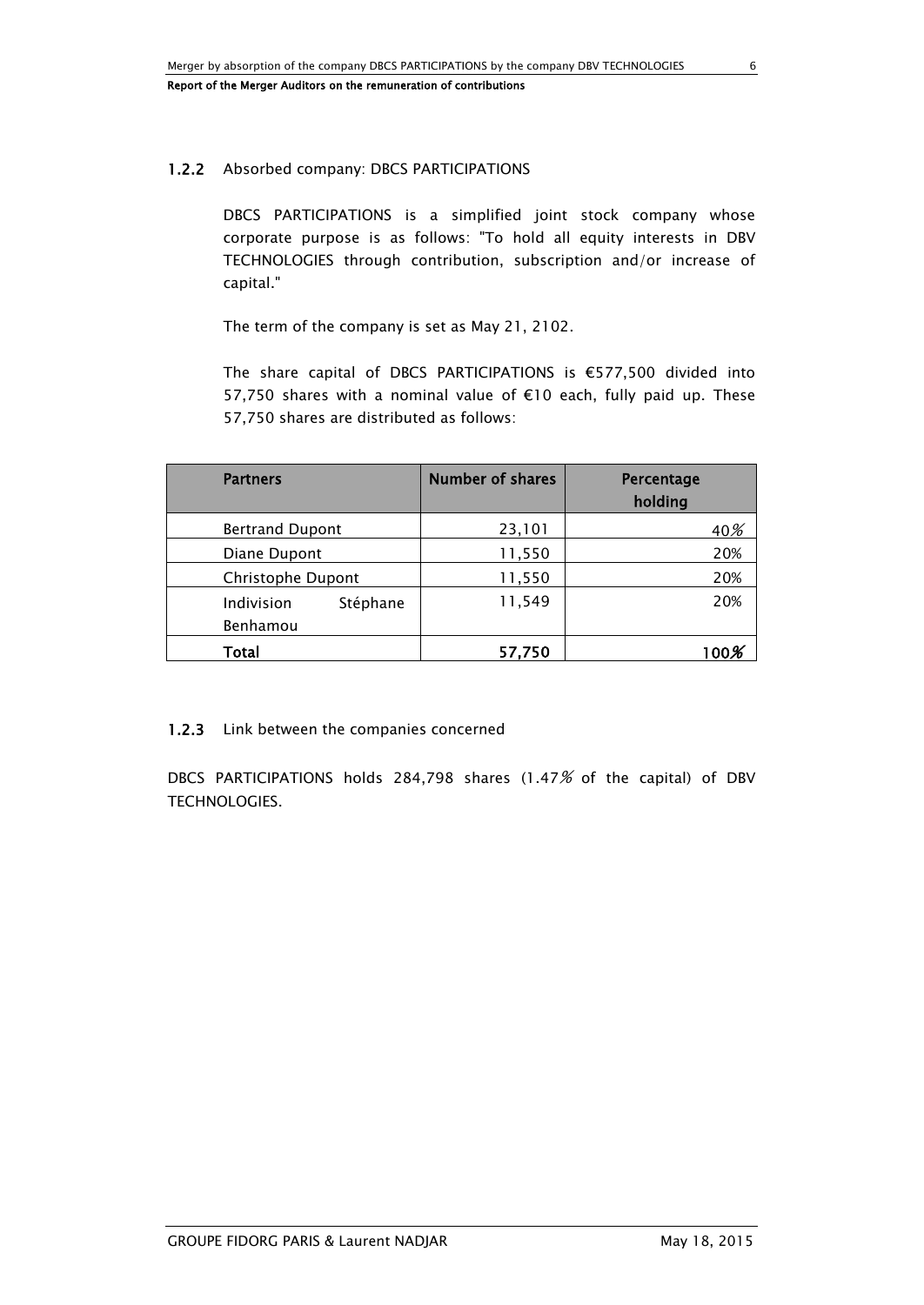### 1.2.2 Absorbed company: DBCS PARTICIPATIONS

DBCS PARTICIPATIONS is a simplified joint stock company whose corporate purpose is as follows: "To hold all equity interests in DBV TECHNOLOGIES through contribution, subscription and/or increase of capital."

The term of the company is set as May 21, 2102.

The share capital of DBCS PARTICIPATIONS is €577,500 divided into 57,750 shares with a nominal value of €10 each, fully paid up. These 57,750 shares are distributed as follows:

| Partners | Number of shares | Percentage holding |
|---|---|---|
| Bertrand Dupont | 23,101 | 40% |
| Diane Dupont | 11,550 | 20% |
| Christophe Dupont | 11,550 | 20% |
| Indivision Stéphane Benhamou | 11,549 | 20% |
| **Total** | **57,750** | **100%** |

### 1.2.3 Link between the companies concerned

DBCS PARTICIPATIONS holds 284,798 shares (1.47% of the capital) of DBV TECHNOLOGIES.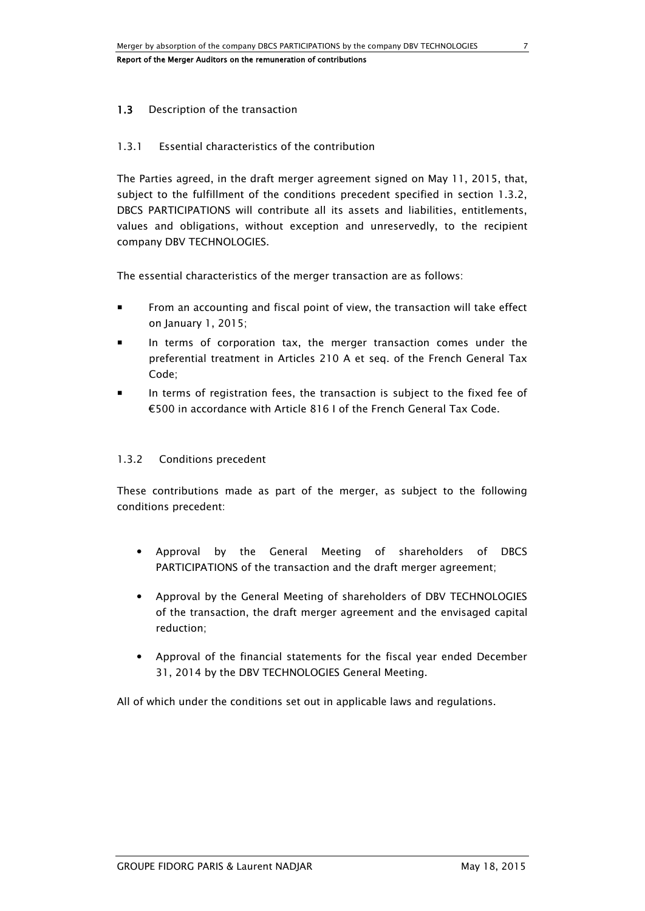## 1.3 Description of the transaction

### 1.3.1 Essential characteristics of the contribution

The Parties agreed, in the draft merger agreement signed on May 11, 2015, that, subject to the fulfillment of the conditions precedent specified in section 1.3.2, DBCS PARTICIPATIONS will contribute all its assets and liabilities, entitlements, values and obligations, without exception and unreservedly, to the recipient company DBV TECHNOLOGIES.

The essential characteristics of the merger transaction are as follows:

- From an accounting and fiscal point of view, the transaction will take effect on January 1, 2015;
- In terms of corporation tax, the merger transaction comes under the preferential treatment in Articles 210 A et seq. of the French General Tax Code;
- In terms of registration fees, the transaction is subject to the fixed fee of €500 in accordance with Article 816 I of the French General Tax Code.

### 1.3.2 Conditions precedent

These contributions made as part of the merger, as subject to the following conditions precedent:

- Approval by the General Meeting of shareholders of DBCS PARTICIPATIONS of the transaction and the draft merger agreement;
- Approval by the General Meeting of shareholders of DBV TECHNOLOGIES of the transaction, the draft merger agreement and the envisaged capital reduction;
- Approval of the financial statements for the fiscal year ended December 31, 2014 by the DBV TECHNOLOGIES General Meeting.

All of which under the conditions set out in applicable laws and regulations.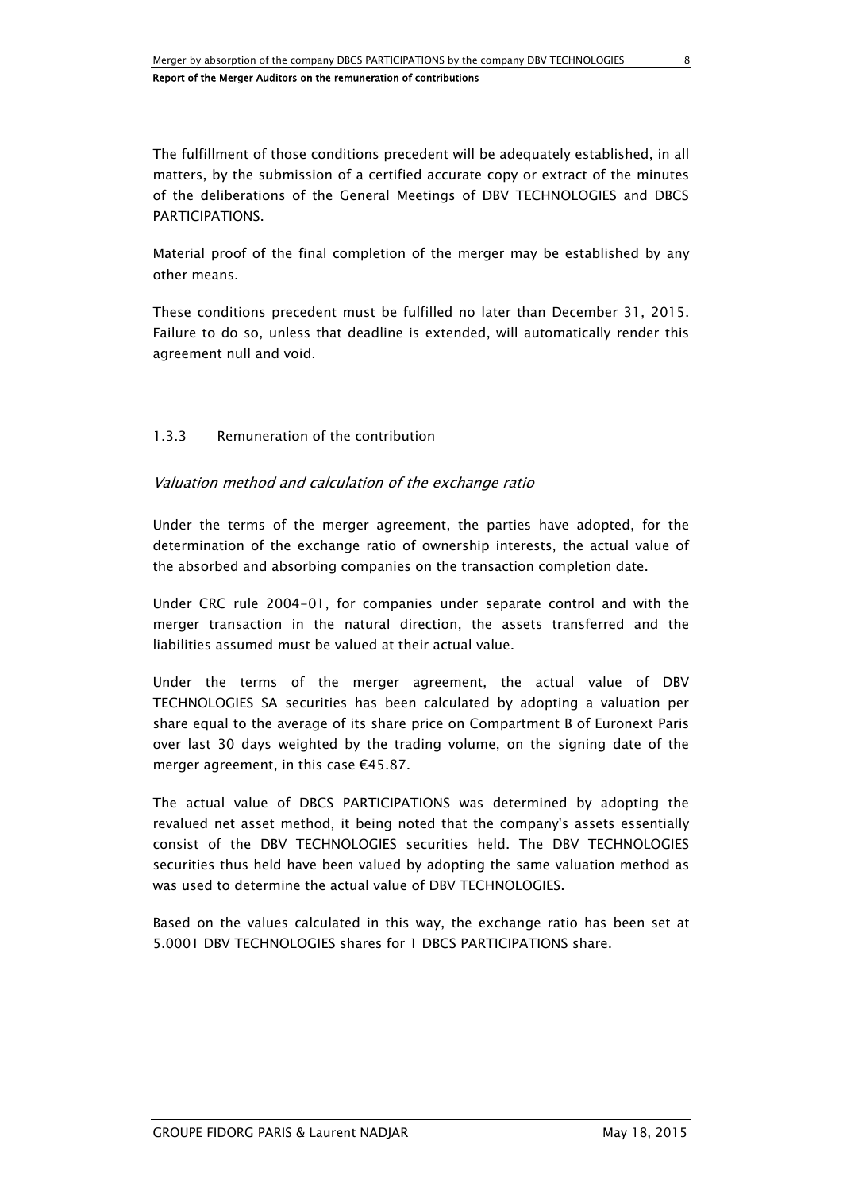The fulfillment of those conditions precedent will be adequately established, in all matters, by the submission of a certified accurate copy or extract of the minutes of the deliberations of the General Meetings of DBV TECHNOLOGIES and DBCS PARTICIPATIONS.

Material proof of the final completion of the merger may be established by any other means.

These conditions precedent must be fulfilled no later than December 31, 2015. Failure to do so, unless that deadline is extended, will automatically render this agreement null and void.

### 1.3.3 Remuneration of the contribution

*Valuation method and calculation of the exchange ratio*

Under the terms of the merger agreement, the parties have adopted, for the determination of the exchange ratio of ownership interests, the actual value of the absorbed and absorbing companies on the transaction completion date.

Under CRC rule 2004-01, for companies under separate control and with the merger transaction in the natural direction, the assets transferred and the liabilities assumed must be valued at their actual value.

Under the terms of the merger agreement, the actual value of DBV TECHNOLOGIES SA securities has been calculated by adopting a valuation per share equal to the average of its share price on Compartment B of Euronext Paris over last 30 days weighted by the trading volume, on the signing date of the merger agreement, in this case €45.87.

The actual value of DBCS PARTICIPATIONS was determined by adopting the revalued net asset method, it being noted that the company's assets essentially consist of the DBV TECHNOLOGIES securities held. The DBV TECHNOLOGIES securities thus held have been valued by adopting the same valuation method as was used to determine the actual value of DBV TECHNOLOGIES.

Based on the values calculated in this way, the exchange ratio has been set at 5.0001 DBV TECHNOLOGIES shares for 1 DBCS PARTICIPATIONS share.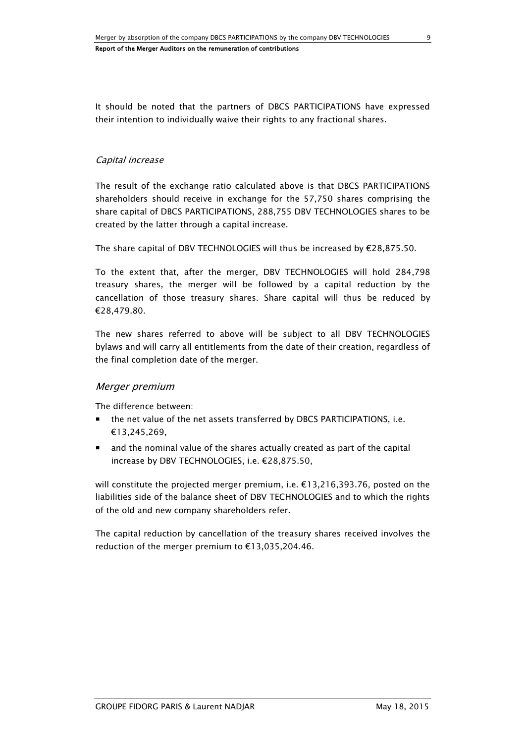It should be noted that the partners of DBCS PARTICIPATIONS have expressed their intention to individually waive their rights to any fractional shares.

### *Capital increase*

The result of the exchange ratio calculated above is that DBCS PARTICIPATIONS shareholders should receive in exchange for the 57,750 shares comprising the share capital of DBCS PARTICIPATIONS, 288,755 DBV TECHNOLOGIES shares to be created by the latter through a capital increase.

The share capital of DBV TECHNOLOGIES will thus be increased by €28,875.50.

To the extent that, after the merger, DBV TECHNOLOGIES will hold 284,798 treasury shares, the merger will be followed by a capital reduction by the cancellation of those treasury shares. Share capital will thus be reduced by €28,479.80.

The new shares referred to above will be subject to all DBV TECHNOLOGIES bylaws and will carry all entitlements from the date of their creation, regardless of the final completion date of the merger.

### *Merger premium*

The difference between:

- the net value of the net assets transferred by DBCS PARTICIPATIONS, i.e. €13,245,269,
- and the nominal value of the shares actually created as part of the capital increase by DBV TECHNOLOGIES, i.e. €28,875.50,

will constitute the projected merger premium, i.e. €13,216,393.76, posted on the liabilities side of the balance sheet of DBV TECHNOLOGIES and to which the rights of the old and new company shareholders refer.

The capital reduction by cancellation of the treasury shares received involves the reduction of the merger premium to €13,035,204.46.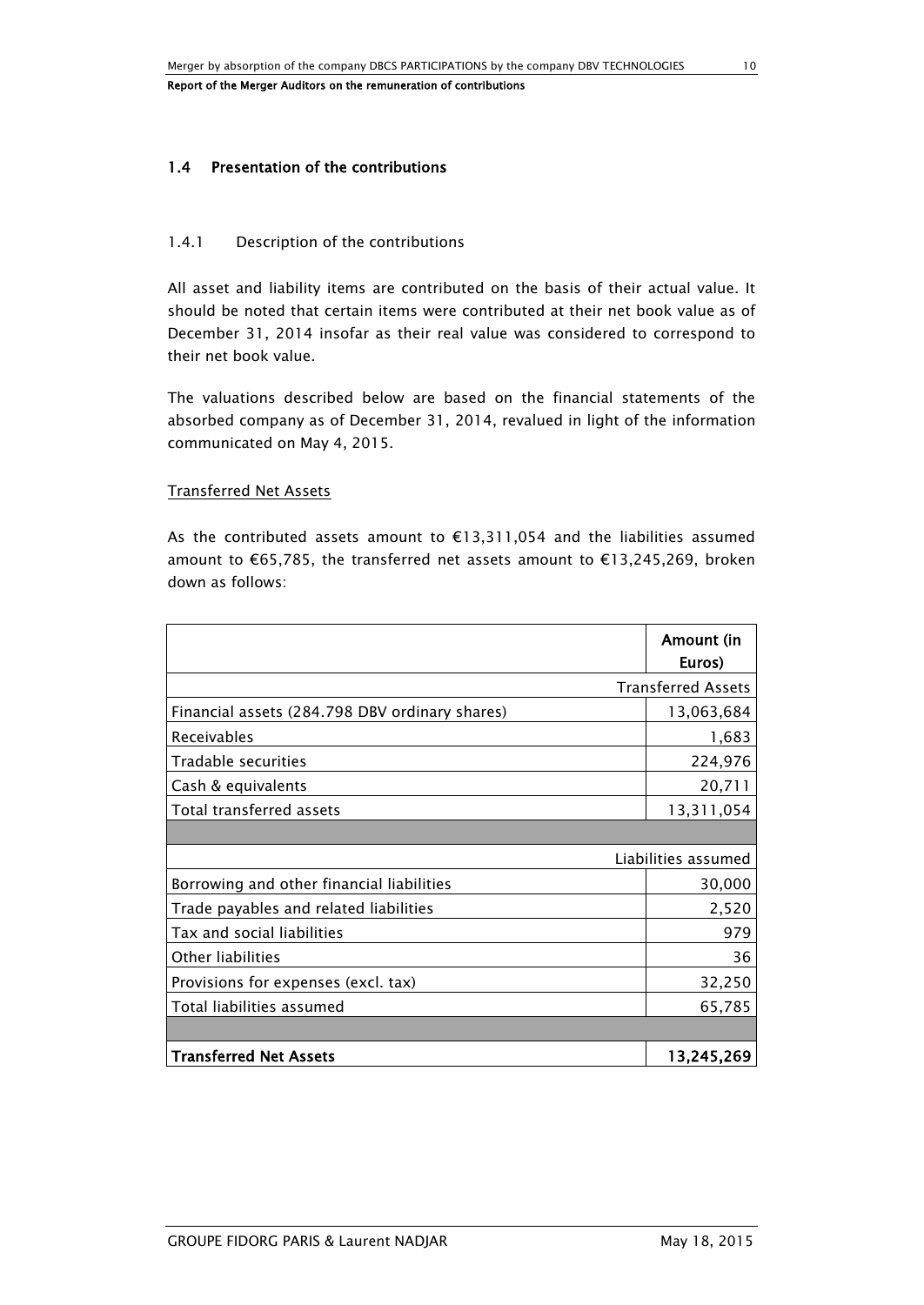## 1.4 Presentation of the contributions

### 1.4.1 Description of the contributions

All asset and liability items are contributed on the basis of their actual value. It should be noted that certain items were contributed at their net book value as of December 31, 2014 insofar as their real value was considered to correspond to their net book value.

The valuations described below are based on the financial statements of the absorbed company as of December 31, 2014, revalued in light of the information communicated on May 4, 2015.

Transferred Net Assets

As the contributed assets amount to €13,311,054 and the liabilities assumed amount to €65,785, the transferred net assets amount to €13,245,269, broken down as follows:

| | **Amount (in Euros)** |
|---|---:|
| | Transferred Assets |
| Financial assets (284.798 DBV ordinary shares) | 13,063,684 |
| Receivables | 1,683 |
| Tradable securities | 224,976 |
| Cash & equivalents | 20,711 |
| Total transferred assets | 13,311,054 |
| | |
| | Liabilities assumed |
| Borrowing and other financial liabilities | 30,000 |
| Trade payables and related liabilities | 2,520 |
| Tax and social liabilities | 979 |
| Other liabilities | 36 |
| Provisions for expenses (excl. tax) | 32,250 |
| Total liabilities assumed | 65,785 |
| | |
| **Transferred Net Assets** | **13,245,269** |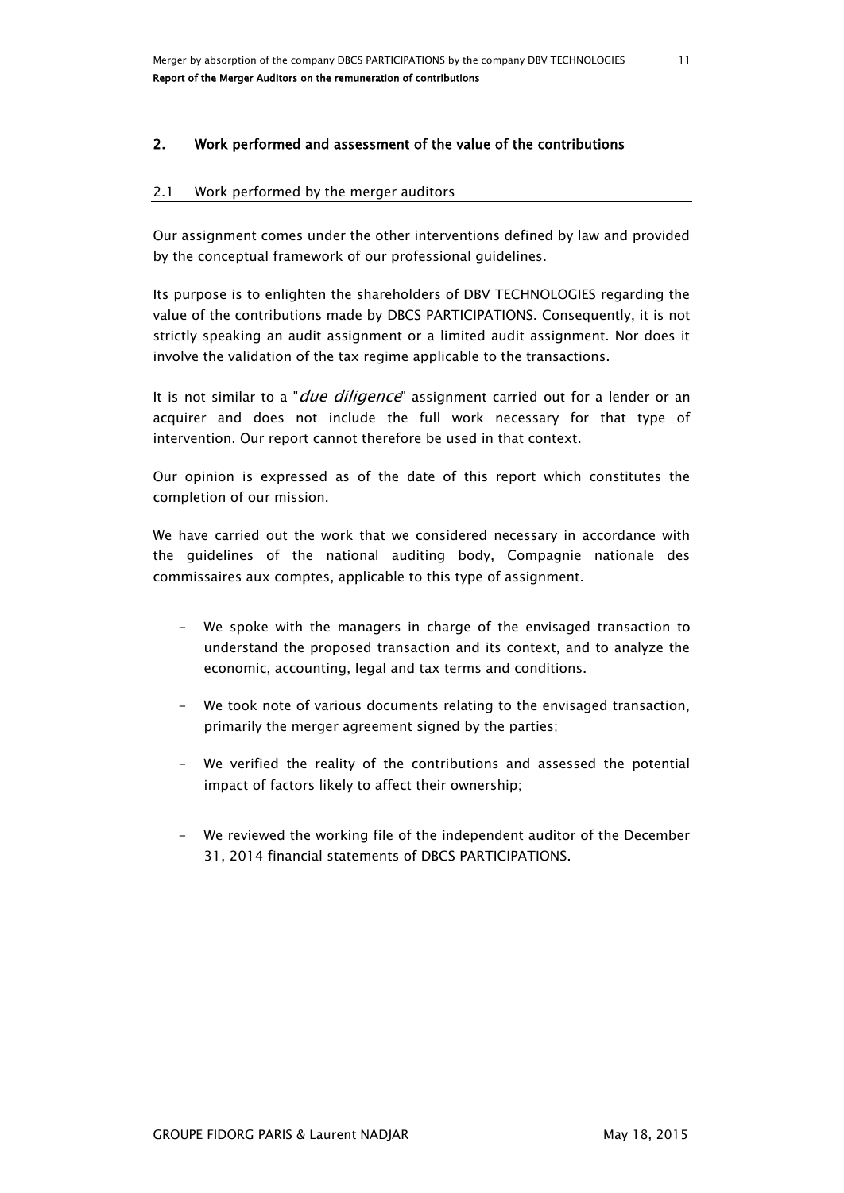## 2. Work performed and assessment of the value of the contributions

### 2.1 Work performed by the merger auditors

Our assignment comes under the other interventions defined by law and provided by the conceptual framework of our professional guidelines.

Its purpose is to enlighten the shareholders of DBV TECHNOLOGIES regarding the value of the contributions made by DBCS PARTICIPATIONS. Consequently, it is not strictly speaking an audit assignment or a limited audit assignment. Nor does it involve the validation of the tax regime applicable to the transactions.

It is not similar to a "*due diligence*" assignment carried out for a lender or an acquirer and does not include the full work necessary for that type of intervention. Our report cannot therefore be used in that context.

Our opinion is expressed as of the date of this report which constitutes the completion of our mission.

We have carried out the work that we considered necessary in accordance with the guidelines of the national auditing body, Compagnie nationale des commissaires aux comptes, applicable to this type of assignment.

- We spoke with the managers in charge of the envisaged transaction to understand the proposed transaction and its context, and to analyze the economic, accounting, legal and tax terms and conditions.
- We took note of various documents relating to the envisaged transaction, primarily the merger agreement signed by the parties;
- We verified the reality of the contributions and assessed the potential impact of factors likely to affect their ownership;
- We reviewed the working file of the independent auditor of the December 31, 2014 financial statements of DBCS PARTICIPATIONS.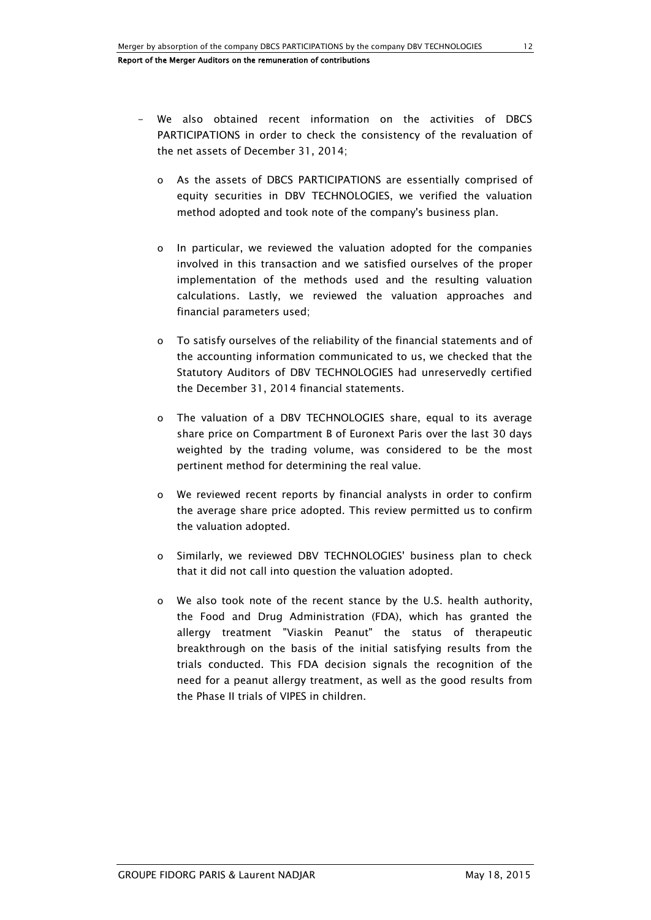- We also obtained recent information on the activities of DBCS PARTICIPATIONS in order to check the consistency of the revaluation of the net assets of December 31, 2014;

  - As the assets of DBCS PARTICIPATIONS are essentially comprised of equity securities in DBV TECHNOLOGIES, we verified the valuation method adopted and took note of the company's business plan.

  - In particular, we reviewed the valuation adopted for the companies involved in this transaction and we satisfied ourselves of the proper implementation of the methods used and the resulting valuation calculations. Lastly, we reviewed the valuation approaches and financial parameters used;

  - To satisfy ourselves of the reliability of the financial statements and of the accounting information communicated to us, we checked that the Statutory Auditors of DBV TECHNOLOGIES had unreservedly certified the December 31, 2014 financial statements.

  - The valuation of a DBV TECHNOLOGIES share, equal to its average share price on Compartment B of Euronext Paris over the last 30 days weighted by the trading volume, was considered to be the most pertinent method for determining the real value.

  - We reviewed recent reports by financial analysts in order to confirm the average share price adopted. This review permitted us to confirm the valuation adopted.

  - Similarly, we reviewed DBV TECHNOLOGIES' business plan to check that it did not call into question the valuation adopted.

  - We also took note of the recent stance by the U.S. health authority, the Food and Drug Administration (FDA), which has granted the allergy treatment "Viaskin Peanut" the status of therapeutic breakthrough on the basis of the initial satisfying results from the trials conducted. This FDA decision signals the recognition of the need for a peanut allergy treatment, as well as the good results from the Phase II trials of VIPES in children.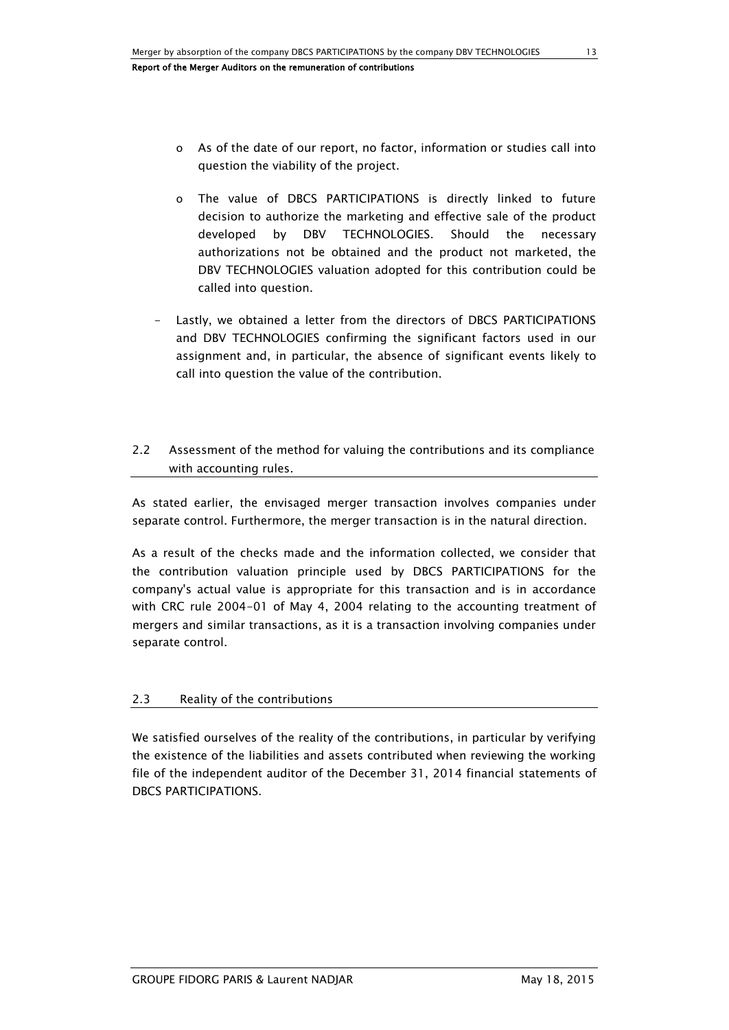- As of the date of our report, no factor, information or studies call into question the viability of the project.

  - The value of DBCS PARTICIPATIONS is directly linked to future decision to authorize the marketing and effective sale of the product developed by DBV TECHNOLOGIES. Should the necessary authorizations not be obtained and the product not marketed, the DBV TECHNOLOGIES valuation adopted for this contribution could be called into question.

- Lastly, we obtained a letter from the directors of DBCS PARTICIPATIONS and DBV TECHNOLOGIES confirming the significant factors used in our assignment and, in particular, the absence of significant events likely to call into question the value of the contribution.

## 2.2 Assessment of the method for valuing the contributions and its compliance with accounting rules.

As stated earlier, the envisaged merger transaction involves companies under separate control. Furthermore, the merger transaction is in the natural direction.

As a result of the checks made and the information collected, we consider that the contribution valuation principle used by DBCS PARTICIPATIONS for the company's actual value is appropriate for this transaction and is in accordance with CRC rule 2004-01 of May 4, 2004 relating to the accounting treatment of mergers and similar transactions, as it is a transaction involving companies under separate control.

## 2.3 Reality of the contributions

We satisfied ourselves of the reality of the contributions, in particular by verifying the existence of the liabilities and assets contributed when reviewing the working file of the independent auditor of the December 31, 2014 financial statements of DBCS PARTICIPATIONS.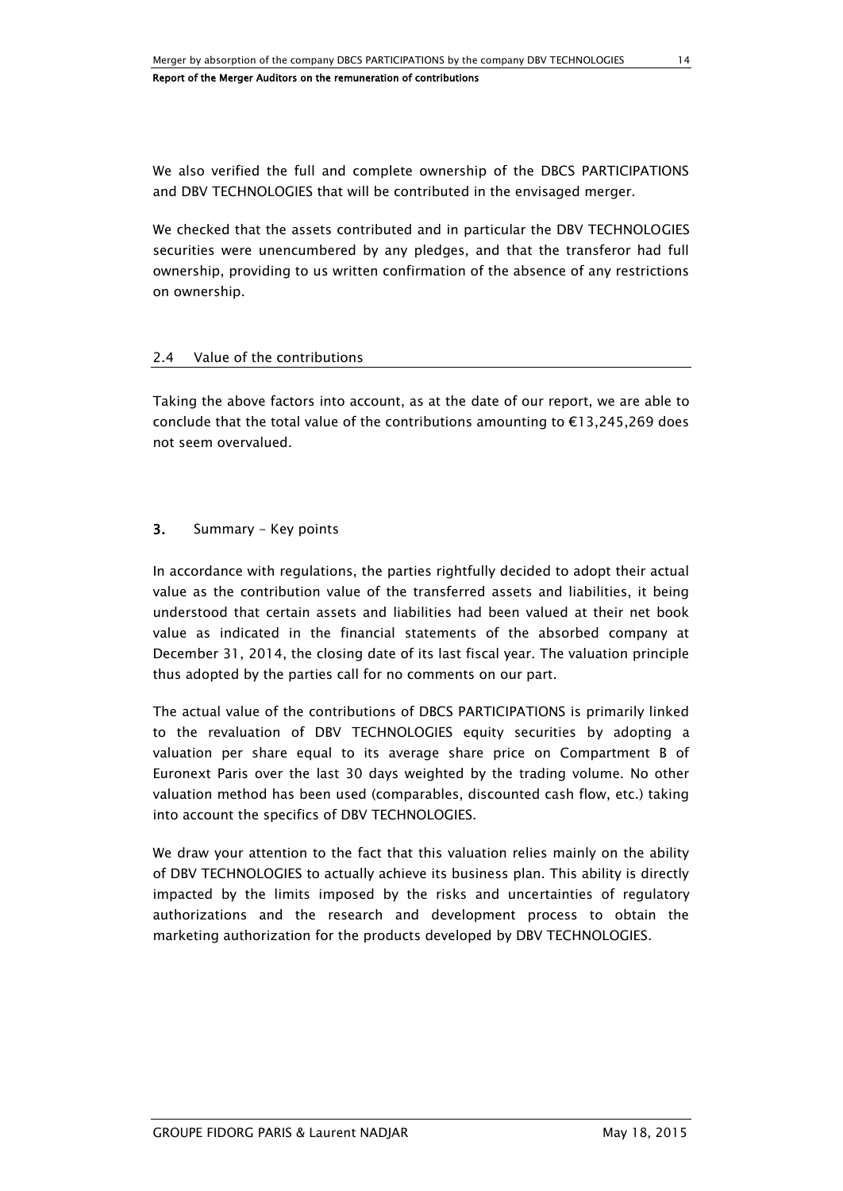We also verified the full and complete ownership of the DBCS PARTICIPATIONS and DBV TECHNOLOGIES that will be contributed in the envisaged merger.

We checked that the assets contributed and in particular the DBV TECHNOLOGIES securities were unencumbered by any pledges, and that the transferor had full ownership, providing to us written confirmation of the absence of any restrictions on ownership.

### 2.4 Value of the contributions

Taking the above factors into account, as at the date of our report, we are able to conclude that the total value of the contributions amounting to €13,245,269 does not seem overvalued.

## **3.** Summary - Key points

In accordance with regulations, the parties rightfully decided to adopt their actual value as the contribution value of the transferred assets and liabilities, it being understood that certain assets and liabilities had been valued at their net book value as indicated in the financial statements of the absorbed company at December 31, 2014, the closing date of its last fiscal year. The valuation principle thus adopted by the parties call for no comments on our part.

The actual value of the contributions of DBCS PARTICIPATIONS is primarily linked to the revaluation of DBV TECHNOLOGIES equity securities by adopting a valuation per share equal to its average share price on Compartment B of Euronext Paris over the last 30 days weighted by the trading volume. No other valuation method has been used (comparables, discounted cash flow, etc.) taking into account the specifics of DBV TECHNOLOGIES.

We draw your attention to the fact that this valuation relies mainly on the ability of DBV TECHNOLOGIES to actually achieve its business plan. This ability is directly impacted by the limits imposed by the risks and uncertainties of regulatory authorizations and the research and development process to obtain the marketing authorization for the products developed by DBV TECHNOLOGIES.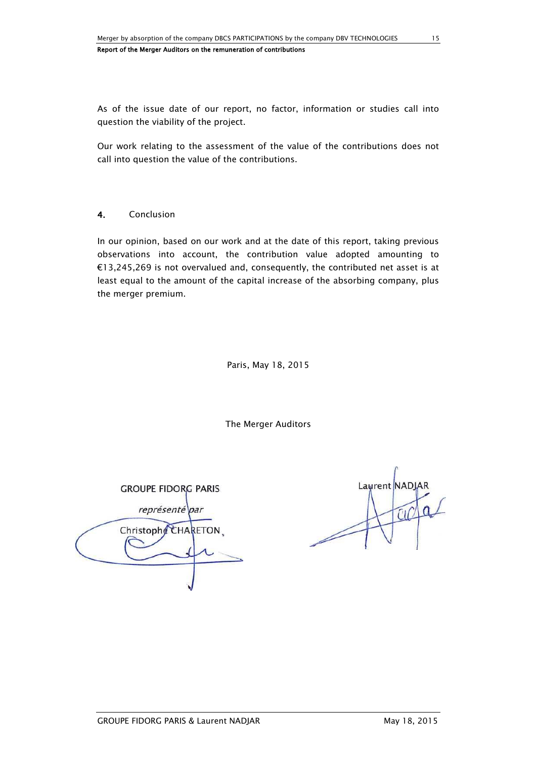As of the issue date of our report, no factor, information or studies call into question the viability of the project.

Our work relating to the assessment of the value of the contributions does not call into question the value of the contributions.

## 4. Conclusion

In our opinion, based on our work and at the date of this report, taking previous observations into account, the contribution value adopted amounting to €13,245,269 is not overvalued and, consequently, the contributed net asset is at least equal to the amount of the capital increase of the absorbing company, plus the merger premium.

Paris, May 18, 2015

The Merger Auditors

GROUPE FIDORG PARIS

*représenté par*

Christophe CHARETON

Laurent NADJAR